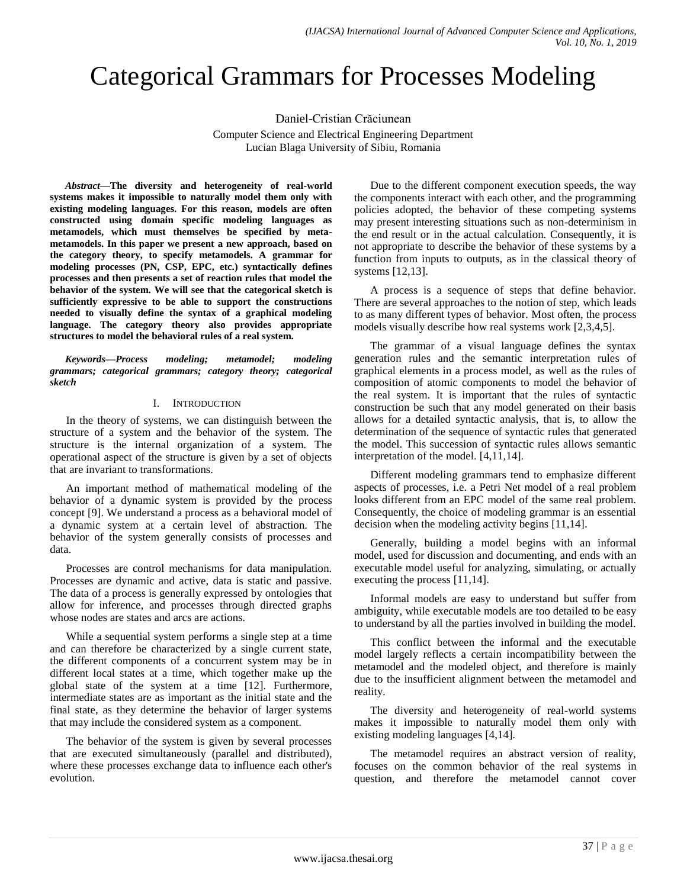# Categorical Grammars for Processes Modeling

Daniel-Cristian Crăciunean

Computer Science and Electrical Engineering Department
Lucian Blaga University of Sibiu, Romania

***Abstract*—The diversity and heterogeneity of real-world systems makes it impossible to naturally model them only with existing modeling languages. For this reason, models are often constructed using domain specific modeling languages as metamodels, which must themselves be specified by meta-metamodels. In this paper we present a new approach, based on the category theory, to specify metamodels. A grammar for modeling processes (PN, CSP, EPC, etc.) syntactically defines processes and then presents a set of reaction rules that model the behavior of the system. We will see that the categorical sketch is sufficiently expressive to be able to support the constructions needed to visually define the syntax of a graphical modeling language. The category theory also provides appropriate structures to model the behavioral rules of a real system.**

***Keywords*—*Process modeling; metamodel; modeling grammars; categorical grammars; category theory; categorical sketch***

## I. Introduction

In the theory of systems, we can distinguish between the structure of a system and the behavior of the system. The structure is the internal organization of a system. The operational aspect of the structure is given by a set of objects that are invariant to transformations.

An important method of mathematical modeling of the behavior of a dynamic system is provided by the process concept [9]. We understand a process as a behavioral model of a dynamic system at a certain level of abstraction. The behavior of the system generally consists of processes and data.

Processes are control mechanisms for data manipulation. Processes are dynamic and active, data is static and passive. The data of a process is generally expressed by ontologies that allow for inference, and processes through directed graphs whose nodes are states and arcs are actions.

While a sequential system performs a single step at a time and can therefore be characterized by a single current state, the different components of a concurrent system may be in different local states at a time, which together make up the global state of the system at a time [12]. Furthermore, intermediate states are as important as the initial state and the final state, as they determine the behavior of larger systems that may include the considered system as a component.

The behavior of the system is given by several processes that are executed simultaneously (parallel and distributed), where these processes exchange data to influence each other's evolution.

Due to the different component execution speeds, the way the components interact with each other, and the programming policies adopted, the behavior of these competing systems may present interesting situations such as non-determinism in the end result or in the actual calculation. Consequently, it is not appropriate to describe the behavior of these systems by a function from inputs to outputs, as in the classical theory of systems [12,13].

A process is a sequence of steps that define behavior. There are several approaches to the notion of step, which leads to as many different types of behavior. Most often, the process models visually describe how real systems work [2,3,4,5].

The grammar of a visual language defines the syntax generation rules and the semantic interpretation rules of graphical elements in a process model, as well as the rules of composition of atomic components to model the behavior of the real system. It is important that the rules of syntactic construction be such that any model generated on their basis allows for a detailed syntactic analysis, that is, to allow the determination of the sequence of syntactic rules that generated the model. This succession of syntactic rules allows semantic interpretation of the model. [4,11,14].

Different modeling grammars tend to emphasize different aspects of processes, i.e. a Petri Net model of a real problem looks different from an EPC model of the same real problem. Consequently, the choice of modeling grammar is an essential decision when the modeling activity begins [11,14].

Generally, building a model begins with an informal model, used for discussion and documenting, and ends with an executable model useful for analyzing, simulating, or actually executing the process [11,14].

Informal models are easy to understand but suffer from ambiguity, while executable models are too detailed to be easy to understand by all the parties involved in building the model.

This conflict between the informal and the executable model largely reflects a certain incompatibility between the metamodel and the modeled object, and therefore is mainly due to the insufficient alignment between the metamodel and reality.

The diversity and heterogeneity of real-world systems makes it impossible to naturally model them only with existing modeling languages [4,14].

The metamodel requires an abstract version of reality, focuses on the common behavior of the real systems in question, and therefore the metamodel cannot cover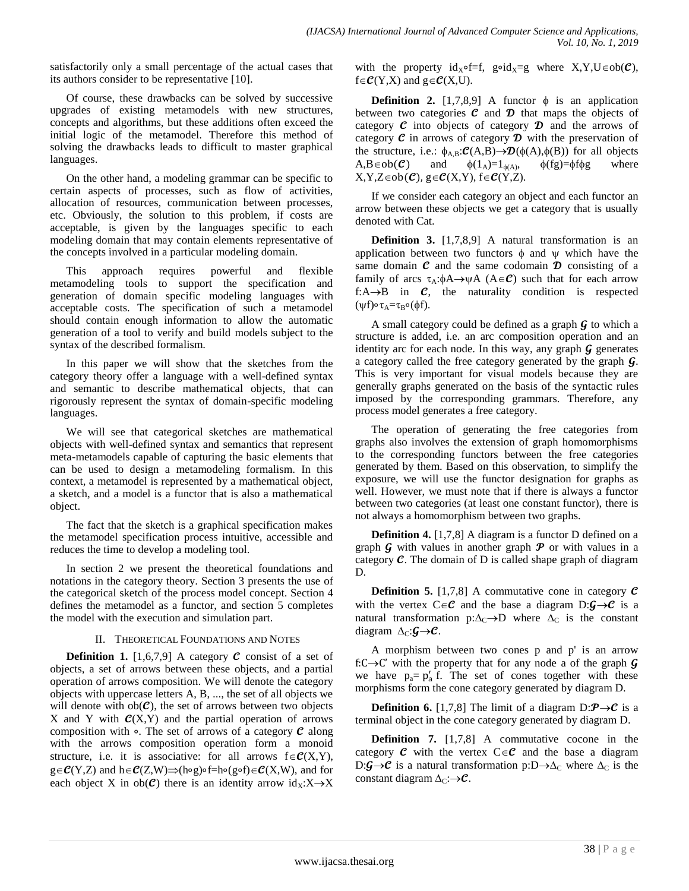satisfactorily only a small percentage of the actual cases that its authors consider to be representative [10].

Of course, these drawbacks can be solved by successive upgrades of existing metamodels with new structures, concepts and algorithms, but these additions often exceed the initial logic of the metamodel. Therefore this method of solving the drawbacks leads to difficult to master graphical languages.

On the other hand, a modeling grammar can be specific to certain aspects of processes, such as flow of activities, allocation of resources, communication between processes, etc. Obviously, the solution to this problem, if costs are acceptable, is given by the languages specific to each modeling domain that may contain elements representative of the concepts involved in a particular modeling domain.

This approach requires powerful and flexible metamodeling tools to support the specification and generation of domain specific modeling languages with acceptable costs. The specification of such a metamodel should contain enough information to allow the automatic generation of a tool to verify and build models subject to the syntax of the described formalism.

In this paper we will show that the sketches from the category theory offer a language with a well-defined syntax and semantic to describe mathematical objects, that can rigorously represent the syntax of domain-specific modeling languages.

We will see that categorical sketches are mathematical objects with well-defined syntax and semantics that represent meta-metamodels capable of capturing the basic elements that can be used to design a metamodeling formalism. In this context, a metamodel is represented by a mathematical object, a sketch, and a model is a functor that is also a mathematical object.

The fact that the sketch is a graphical specification makes the metamodel specification process intuitive, accessible and reduces the time to develop a modeling tool.

In section 2 we present the theoretical foundations and notations in the category theory. Section 3 presents the use of the categorical sketch of the process model concept. Section 4 defines the metamodel as a functor, and section 5 completes the model with the execution and simulation part.

## II. Theoretical Foundations and Notes

**Definition 1.** [1,6,7,9] A category $\mathcal{C}$ consist of a set of objects, a set of arrows between these objects, and a partial operation of arrows composition. We will denote the category objects with uppercase letters A, B, ..., the set of all objects we will denote with $ob(\mathcal{C})$, the set of arrows between two objects X and Y with $\mathcal{C}(X,Y)$ and the partial operation of arrows composition with $\circ$. The set of arrows of a category $\mathcal{C}$ along with the arrows composition operation form a monoid structure, i.e. it is associative: for all arrows $f\in\mathcal{C}(X,Y)$, $g\in\mathcal{C}(Y,Z)$ and $h\in\mathcal{C}(Z,W)\Rightarrow(h\circ g)\circ f=h\circ(g\circ f)\in\mathcal{C}(X,W)$, and for each object X in $ob(\mathcal{C})$ there is an identity arrow $id_X:X\to X$ with the property $id_X\circ f=f$, $g\circ id_X=g$ where $X,Y,U\in ob(\mathcal{C})$, $f\in\mathcal{C}(Y,X)$ and $g\in\mathcal{C}(X,U)$.

**Definition 2.** [1,7,8,9] A functor $\phi$ is an application between two categories $\mathcal{C}$ and $\mathcal{D}$ that maps the objects of category $\mathcal{C}$ into objects of category $\mathcal{D}$ and the arrows of category $\mathcal{C}$ in arrows of category $\mathcal{D}$ with the preservation of the structure, i.e.: $\phi_{A,B}:\mathcal{C}(A,B)\to\mathcal{D}(\phi(A),\phi(B))$ for all objects $A,B\in ob(\mathcal{C})$ and $\phi(1_A)=1_{\phi(A)}$, $\phi(fg)=\phi f\phi g$ where $X,Y,Z\in ob(\mathcal{C})$, $g\in\mathcal{C}(X,Y)$, $f\in\mathcal{C}(Y,Z)$.

If we consider each category an object and each functor an arrow between these objects we get a category that is usually denoted with Cat.

**Definition 3.** [1,7,8,9] A natural transformation is an application between two functors $\phi$ and $\psi$ which have the same domain $\mathcal{C}$ and the same codomain $\mathcal{D}$ consisting of a family of arcs $\tau_A:\phi A\to\psi A$ $(A\in\mathcal{C})$ such that for each arrow $f:A\to B$ in $\mathcal{C}$, the naturality condition is respected $(\psi f)\circ\tau_A=\tau_B\circ(\phi f)$.

A small category could be defined as a graph $\mathcal{G}$ to which a structure is added, i.e. an arc composition operation and an identity arc for each node. In this way, any graph $\mathcal{G}$ generates a category called the free category generated by the graph $\mathcal{G}$. This is very important for visual models because they are generally graphs generated on the basis of the syntactic rules imposed by the corresponding grammars. Therefore, any process model generates a free category.

The operation of generating the free categories from graphs also involves the extension of graph homomorphisms to the corresponding functors between the free categories generated by them. Based on this observation, to simplify the exposure, we will use the functor designation for graphs as well. However, we must note that if there is always a functor between two categories (at least one constant functor), there is not always a homomorphism between two graphs.

**Definition 4.** [1,7,8] A diagram is a functor D defined on a graph $\mathcal{G}$ with values in another graph $\mathcal{P}$ or with values in a category $\mathcal{C}$. The domain of D is called shape graph of diagram D.

**Definition 5.** [1,7,8] A commutative cone in category $\mathcal{C}$ with the vertex $C\in\mathcal{C}$ and the base a diagram $D:\mathcal{G}\to\mathcal{C}$ is a natural transformation $p:\Delta_C\to D$ where $\Delta_C$ is the constant diagram $\Delta_C:\mathcal{G}\to\mathcal{C}$.

A morphism between two cones p and p' is an arrow $f:C\to C'$ with the property that for any node a of the graph $\mathcal{G}$ we have $p_a=p'_a\,f$. The set of cones together with these morphisms form the cone category generated by diagram D.

**Definition 6.** [1,7,8] The limit of a diagram $D:\mathcal{P}\to\mathcal{C}$ is a terminal object in the cone category generated by diagram D.

**Definition 7.** [1,7,8] A commutative cocone in the category $\mathcal{C}$ with the vertex $C\in\mathcal{C}$ and the base a diagram $D:\mathcal{G}\to\mathcal{C}$ is a natural transformation $p:D\to\Delta_C$ where $\Delta_C$ is the constant diagram $\Delta_C:\to\mathcal{C}$.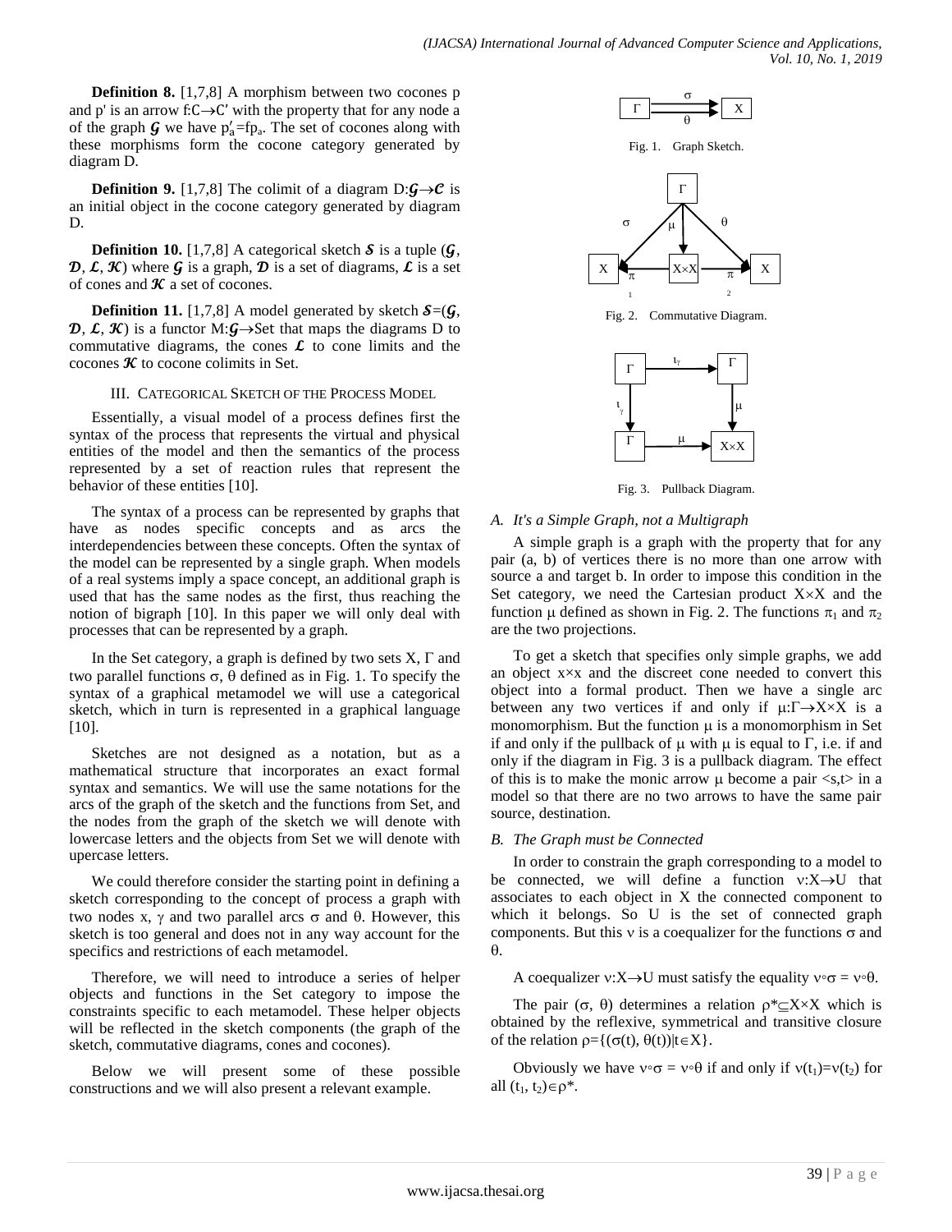**Definition 8.** [1,7,8] A morphism between two cocones p and p' is an arrow $f:C \rightarrow C'$ with the property that for any node a of the graph $\mathcal{G}$ we have $p'_a = fp_a$. The set of cocones along with these morphisms form the cocone category generated by diagram D.

**Definition 9.** [1,7,8] The colimit of a diagram $D:\mathcal{G} \rightarrow \mathcal{C}$ is an initial object in the cocone category generated by diagram D.

**Definition 10.** [1,7,8] A categorical sketch $\mathcal{S}$ is a tuple ($\mathcal{G}$, $\mathcal{D}$, $\mathcal{L}$, $\mathcal{K}$) where $\mathcal{G}$ is a graph, $\mathcal{D}$ is a set of diagrams, $\mathcal{L}$ is a set of cones and $\mathcal{K}$ a set of cocones.

**Definition 11.** [1,7,8] A model generated by sketch $\mathcal{S}$=($\mathcal{G}$, $\mathcal{D}$, $\mathcal{L}$, $\mathcal{K}$) is a functor $M:\mathcal{G} \rightarrow$Set that maps the diagrams D to commutative diagrams, the cones $\mathcal{L}$ to cone limits and the cocones $\mathcal{K}$ to cocone colimits in Set.

## III. Categorical Sketch of the Process Model

Essentially, a visual model of a process defines first the syntax of the process that represents the virtual and physical entities of the model and then the semantics of the process represented by a set of reaction rules that represent the behavior of these entities [10].

The syntax of a process can be represented by graphs that have as nodes specific concepts and as arcs the interdependencies between these concepts. Often the syntax of the model can be represented by a single graph. When models of a real systems imply a space concept, an additional graph is used that has the same nodes as the first, thus reaching the notion of bigraph [10]. In this paper we will only deal with processes that can be represented by a graph.

In the Set category, a graph is defined by two sets X, Γ and two parallel functions σ, θ defined as in Fig. 1. To specify the syntax of a graphical metamodel we will use a categorical sketch, which in turn is represented in a graphical language [10].

Sketches are not designed as a notation, but as a mathematical structure that incorporates an exact formal syntax and semantics. We will use the same notations for the arcs of the graph of the sketch and the functions from Set, and the nodes from the graph of the sketch we will denote with lowercase letters and the objects from Set we will denote with upercase letters.

We could therefore consider the starting point in defining a sketch corresponding to the concept of process a graph with two nodes x, γ and two parallel arcs σ and θ. However, this sketch is too general and does not in any way account for the specifics and restrictions of each metamodel.

Therefore, we will need to introduce a series of helper objects and functions in the Set category to impose the constraints specific to each metamodel. These helper objects will be reflected in the sketch components (the graph of the sketch, commutative diagrams, cones and cocones).

Below we will present some of these possible constructions and we will also present a relevant example.

Fig. 1. Graph Sketch.

Fig. 2. Commutative Diagram.

Fig. 3. Pullback Diagram.

### A. It's a Simple Graph, not a Multigraph

A simple graph is a graph with the property that for any pair (a, b) of vertices there is no more than one arrow with source a and target b. In order to impose this condition in the Set category, we need the Cartesian product X×X and the function μ defined as shown in Fig. 2. The functions $\pi_1$ and $\pi_2$ are the two projections.

To get a sketch that specifies only simple graphs, we add an object x×x and the discreet cone needed to convert this object into a formal product. Then we have a single arc between any two vertices if and only if $\mu:\Gamma \rightarrow X \times X$ is a monomorphism. But the function μ is a monomorphism in Set if and only if the pullback of μ with μ is equal to Γ, i.e. if and only if the diagram in Fig. 3 is a pullback diagram. The effect of this is to make the monic arrow μ become a pair <s,t> in a model so that there are no two arrows to have the same pair source, destination.

### B. The Graph must be Connected

In order to constrain the graph corresponding to a model to be connected, we will define a function $\nu:X \rightarrow U$ that associates to each object in X the connected component to which it belongs. So U is the set of connected graph components. But this ν is a coequalizer for the functions σ and θ.

A coequalizer $\nu:X \rightarrow U$ must satisfy the equality $\nu \circ \sigma = \nu \circ \theta$.

The pair (σ, θ) determines a relation $\rho^* \subseteq X \times X$ which is obtained by the reflexive, symmetrical and transitive closure of the relation $\rho = \{(\sigma(t), \theta(t)) | t \in X\}$.

Obviously we have $\nu \circ \sigma = \nu \circ \theta$ if and only if $\nu(t_1) = \nu(t_2)$ for all $(t_1, t_2) \in \rho^*$.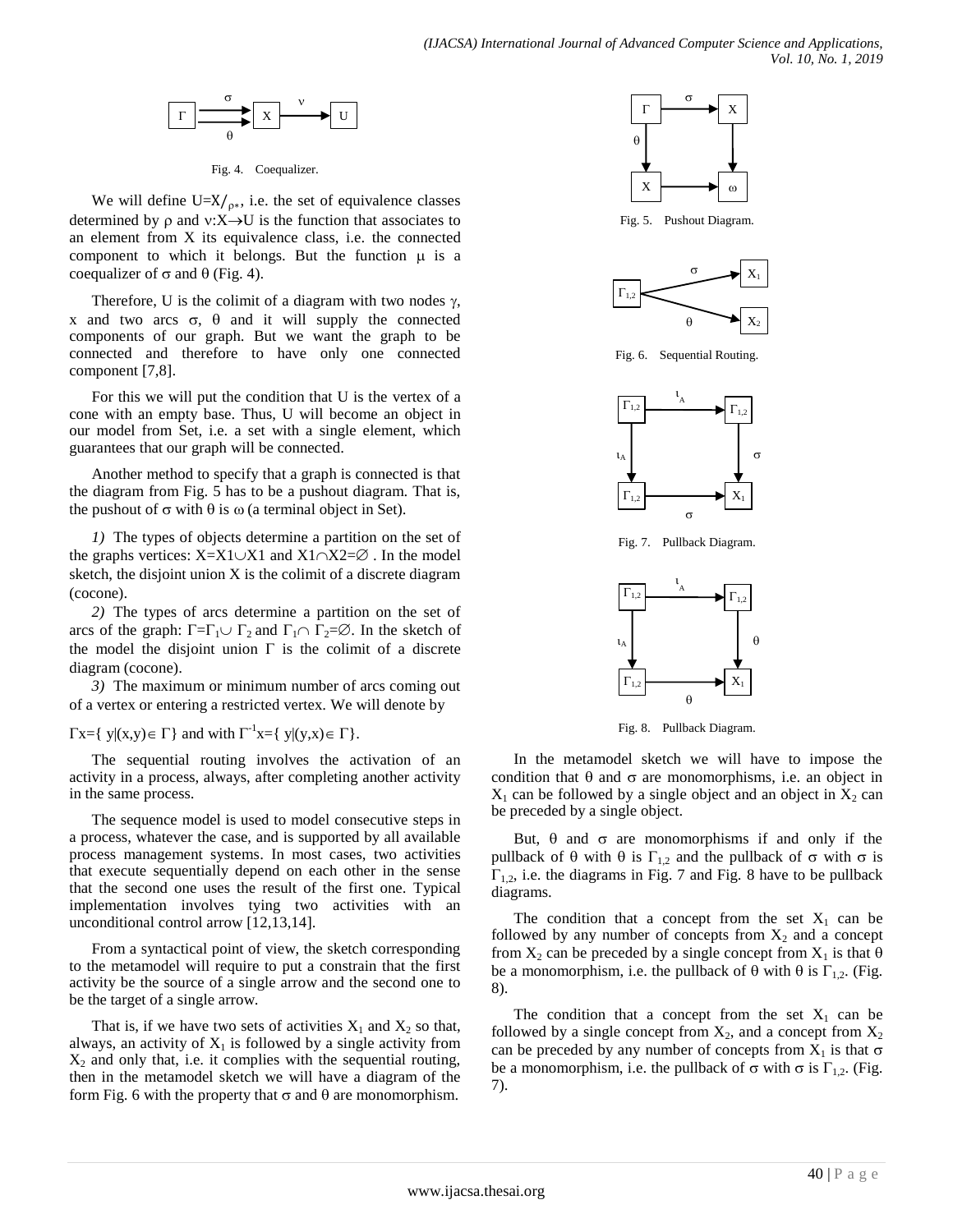Fig. 4. Coequalizer.

We will define $U=X/_{\rho*}$, i.e. the set of equivalence classes determined by $\rho$ and $\nu:X\to U$ is the function that associates to an element from X its equivalence class, i.e. the connected component to which it belongs. But the function $\mu$ is a coequalizer of $\sigma$ and $\theta$ (Fig. 4).

Therefore, U is the colimit of a diagram with two nodes $\gamma$, x and two arcs $\sigma$, $\theta$ and it will supply the connected components of our graph. But we want the graph to be connected and therefore to have only one connected component [7,8].

For this we will put the condition that U is the vertex of a cone with an empty base. Thus, U will become an object in our model from Set, i.e. a set with a single element, which guarantees that our graph will be connected.

Another method to specify that a graph is connected is that the diagram from Fig. 5 has to be a pushout diagram. That is, the pushout of $\sigma$ with $\theta$ is $\omega$ (a terminal object in Set).

*1)* The types of objects determine a partition on the set of the graphs vertices: $X=X1\cup X1$ and $X1\cap X2=\emptyset$ . In the model sketch, the disjoint union X is the colimit of a discrete diagram (cocone).

*2)* The types of arcs determine a partition on the set of arcs of the graph: $\Gamma=\Gamma_1\cup \Gamma_2$ and $\Gamma_1\cap \Gamma_2=\emptyset$. In the sketch of the model the disjoint union $\Gamma$ is the colimit of a discrete diagram (cocone).

*3)* The maximum or minimum number of arcs coming out of a vertex or entering a restricted vertex. We will denote by

$\Gamma x=\{ y|(x,y)\in \Gamma\}$ and with $\Gamma^{-1}x=\{ y|(y,x)\in \Gamma\}$.

The sequential routing involves the activation of an activity in a process, always, after completing another activity in the same process.

The sequence model is used to model consecutive steps in a process, whatever the case, and is supported by all available process management systems. In most cases, two activities that execute sequentially depend on each other in the sense that the second one uses the result of the first one. Typical implementation involves tying two activities with an unconditional control arrow [12,13,14].

From a syntactical point of view, the sketch corresponding to the metamodel will require to put a constrain that the first activity be the source of a single arrow and the second one to be the target of a single arrow.

That is, if we have two sets of activities $X_1$ and $X_2$ so that, always, an activity of $X_1$ is followed by a single activity from $X_2$ and only that, i.e. it complies with the sequential routing, then in the metamodel sketch we will have a diagram of the form Fig. 6 with the property that $\sigma$ and $\theta$ are monomorphism.

Fig. 5. Pushout Diagram.

Fig. 6. Sequential Routing.

Fig. 7. Pullback Diagram.

Fig. 8. Pullback Diagram.

In the metamodel sketch we will have to impose the condition that $\theta$ and $\sigma$ are monomorphisms, i.e. an object in $X_1$ can be followed by a single object and an object in $X_2$ can be preceded by a single object.

But, $\theta$ and $\sigma$ are monomorphisms if and only if the pullback of $\theta$ with $\theta$ is $\Gamma_{1,2}$ and the pullback of $\sigma$ with $\sigma$ is $\Gamma_{1,2}$, i.e. the diagrams in Fig. 7 and Fig. 8 have to be pullback diagrams.

The condition that a concept from the set $X_1$ can be followed by any number of concepts from $X_2$ and a concept from $X_2$ can be preceded by a single concept from $X_1$ is that $\theta$ be a monomorphism, i.e. the pullback of $\theta$ with $\theta$ is $\Gamma_{1,2}$. (Fig. 8).

The condition that a concept from the set $X_1$ can be followed by a single concept from $X_2$, and a concept from $X_2$ can be preceded by any number of concepts from $X_1$ is that $\sigma$ be a monomorphism, i.e. the pullback of $\sigma$ with $\sigma$ is $\Gamma_{1,2}$. (Fig. 7).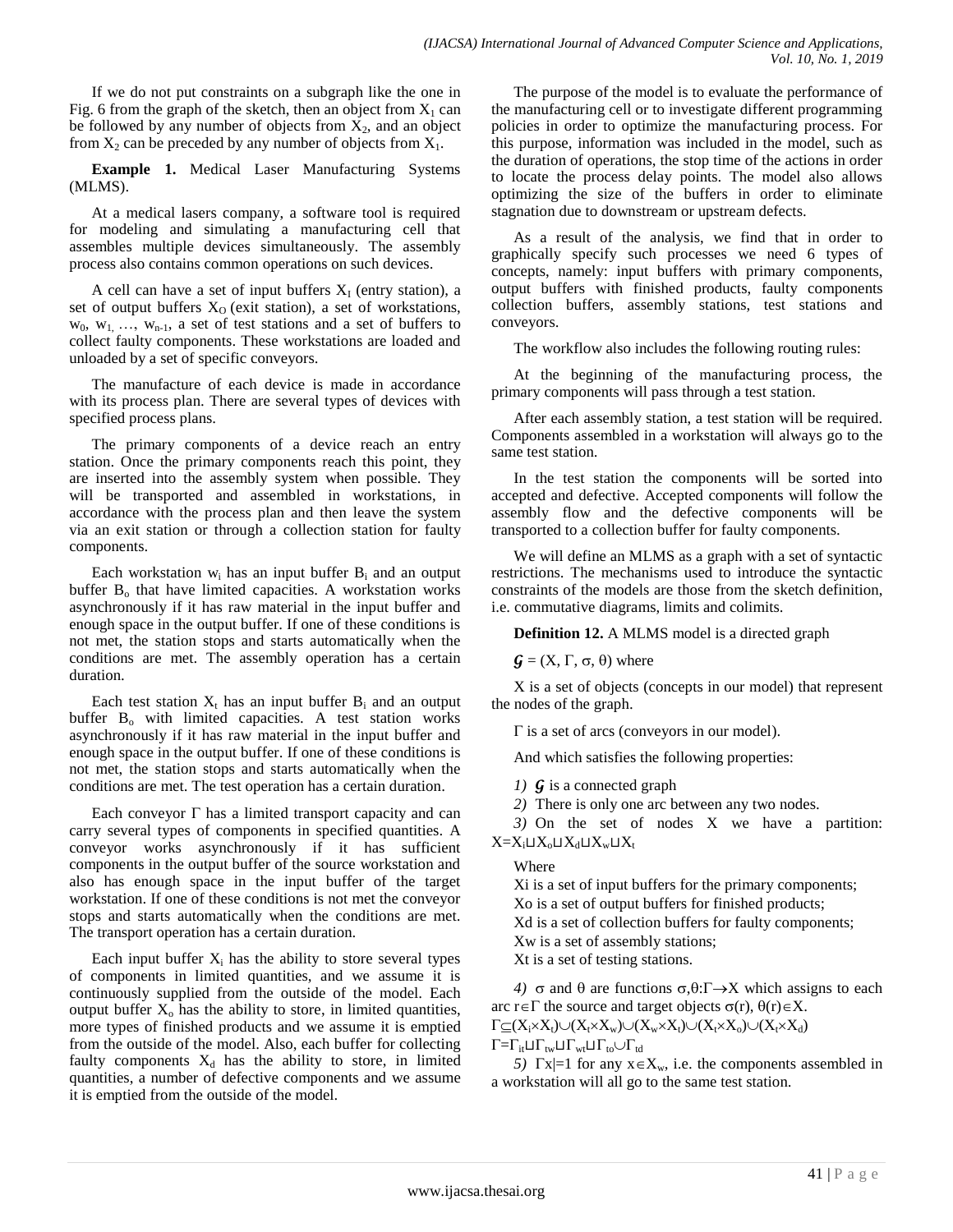If we do not put constraints on a subgraph like the one in Fig. 6 from the graph of the sketch, then an object from $X_1$ can be followed by any number of objects from $X_2$, and an object from $X_2$ can be preceded by any number of objects from $X_1$.

**Example 1.** Medical Laser Manufacturing Systems (MLMS).

At a medical lasers company, a software tool is required for modeling and simulating a manufacturing cell that assembles multiple devices simultaneously. The assembly process also contains common operations on such devices.

A cell can have a set of input buffers $X_I$ (entry station), a set of output buffers $X_O$ (exit station), a set of workstations, $w_0, w_1, \ldots, w_{n-1}$, a set of test stations and a set of buffers to collect faulty components. These workstations are loaded and unloaded by a set of specific conveyors.

The manufacture of each device is made in accordance with its process plan. There are several types of devices with specified process plans.

The primary components of a device reach an entry station. Once the primary components reach this point, they are inserted into the assembly system when possible. They will be transported and assembled in workstations, in accordance with the process plan and then leave the system via an exit station or through a collection station for faulty components.

Each workstation $w_i$ has an input buffer $B_i$ and an output buffer $B_o$ that have limited capacities. A workstation works asynchronously if it has raw material in the input buffer and enough space in the output buffer. If one of these conditions is not met, the station stops and starts automatically when the conditions are met. The assembly operation has a certain duration.

Each test station $X_t$ has an input buffer $B_i$ and an output buffer $B_o$ with limited capacities. A test station works asynchronously if it has raw material in the input buffer and enough space in the output buffer. If one of these conditions is not met, the station stops and starts automatically when the conditions are met. The test operation has a certain duration.

Each conveyor $\Gamma$ has a limited transport capacity and can carry several types of components in specified quantities. A conveyor works asynchronously if it has sufficient components in the output buffer of the source workstation and also has enough space in the input buffer of the target workstation. If one of these conditions is not met the conveyor stops and starts automatically when the conditions are met. The transport operation has a certain duration.

Each input buffer $X_i$ has the ability to store several types of components in limited quantities, and we assume it is continuously supplied from the outside of the model. Each output buffer $X_o$ has the ability to store, in limited quantities, more types of finished products and we assume it is emptied from the outside of the model. Also, each buffer for collecting faulty components $X_d$ has the ability to store, in limited quantities, a number of defective components and we assume it is emptied from the outside of the model.

The purpose of the model is to evaluate the performance of the manufacturing cell or to investigate different programming policies in order to optimize the manufacturing process. For this purpose, information was included in the model, such as the duration of operations, the stop time of the actions in order to locate the process delay points. The model also allows optimizing the size of the buffers in order to eliminate stagnation due to downstream or upstream defects.

As a result of the analysis, we find that in order to graphically specify such processes we need 6 types of concepts, namely: input buffers with primary components, output buffers with finished products, faulty components collection buffers, assembly stations, test stations and conveyors.

The workflow also includes the following routing rules:

At the beginning of the manufacturing process, the primary components will pass through a test station.

After each assembly station, a test station will be required. Components assembled in a workstation will always go to the same test station.

In the test station the components will be sorted into accepted and defective. Accepted components will follow the assembly flow and the defective components will be transported to a collection buffer for faulty components.

We will define an MLMS as a graph with a set of syntactic restrictions. The mechanisms used to introduce the syntactic constraints of the models are those from the sketch definition, i.e. commutative diagrams, limits and colimits.

**Definition 12.** A MLMS model is a directed graph

$\mathcal{G} = (X, \Gamma, \sigma, \theta)$ where

X is a set of objects (concepts in our model) that represent the nodes of the graph.

$\Gamma$ is a set of arcs (conveyors in our model).

And which satisfies the following properties:

*1)* $\mathcal{G}$ is a connected graph

*2)* There is only one arc between any two nodes.

*3)* On the set of nodes X we have a partition: $X = X_i \sqcup X_o \sqcup X_d \sqcup X_w \sqcup X_t$

Where
Xi is a set of input buffers for the primary components;
Xo is a set of output buffers for finished products;
Xd is a set of collection buffers for faulty components;
Xw is a set of assembly stations;
Xt is a set of testing stations.

*4)* $\sigma$ and $\theta$ are functions $\sigma, \theta: \Gamma \rightarrow X$ which assigns to each arc $r \in \Gamma$ the source and target objects $\sigma(r), \theta(r) \in X$.
$\Gamma \subseteq (X_i \times X_t) \cup (X_t \times X_w) \cup (X_w \times X_t) \cup (X_t \times X_o) \cup (X_t \times X_d)$
$\Gamma = \Gamma_{it} \sqcup \Gamma_{tw} \sqcup \Gamma_{wt} \sqcup \Gamma_{to} \cup \Gamma_{td}$

*5)* $\Gamma x| = 1$ for any $x \in X_w$, i.e. the components assembled in a workstation will all go to the same test station.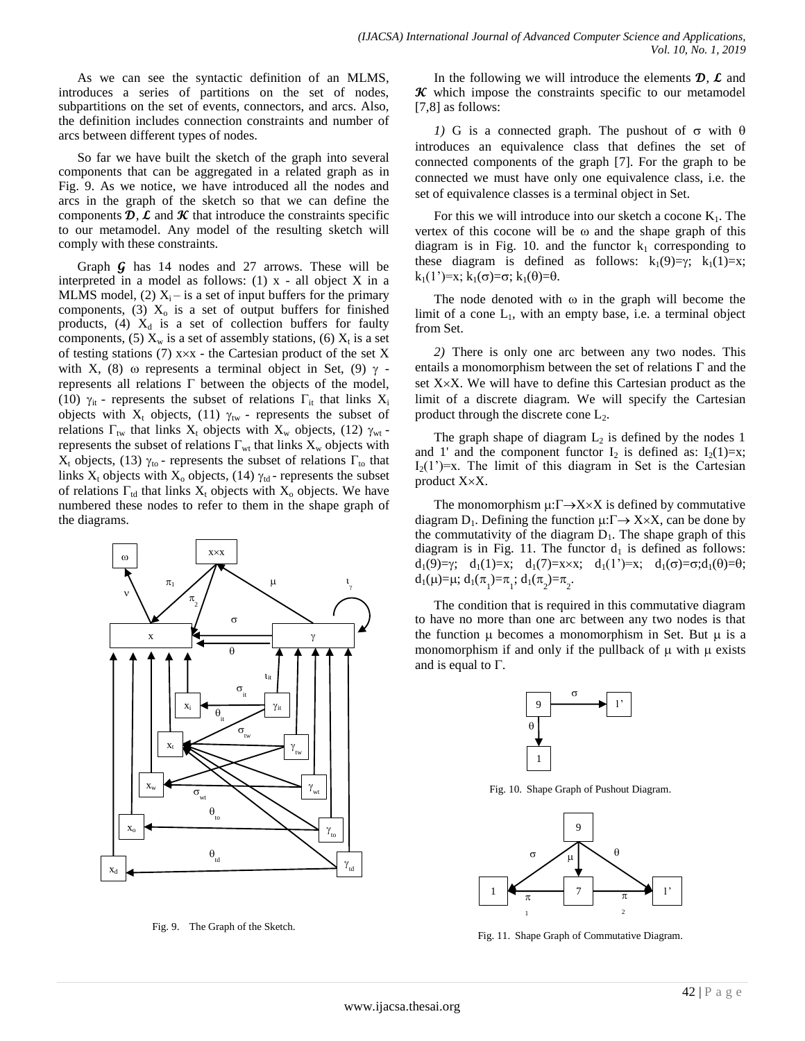As we can see the syntactic definition of an MLMS, introduces a series of partitions on the set of nodes, subpartitions on the set of events, connectors, and arcs. Also, the definition includes connection constraints and number of arcs between different types of nodes.

So far we have built the sketch of the graph into several components that can be aggregated in a related graph as in Fig. 9. As we notice, we have introduced all the nodes and arcs in the graph of the sketch so that we can define the components $\mathcal{D}$, $\mathcal{L}$ and $\mathcal{K}$ that introduce the constraints specific to our metamodel. Any model of the resulting sketch will comply with these constraints.

Graph $\mathcal{G}$ has 14 nodes and 27 arrows. These will be interpreted in a model as follows: (1) x - all object X in a MLMS model, (2) $X_i$ – is a set of input buffers for the primary components, (3) $X_o$ is a set of output buffers for finished products, (4) $X_d$ is a set of collection buffers for faulty components, (5) $X_w$ is a set of assembly stations, (6) $X_t$ is a set of testing stations (7) x×x - the Cartesian product of the set X with X, (8) ω represents a terminal object in Set, (9) γ - represents all relations Γ between the objects of the model, (10) $\gamma_{it}$ - represents the subset of relations $\Gamma_{it}$ that links $X_i$ objects with $X_t$ objects, (11) $\gamma_{tw}$ - represents the subset of relations $\Gamma_{tw}$ that links $X_t$ objects with $X_w$ objects, (12) $\gamma_{wt}$ - represents the subset of relations $\Gamma_{wt}$ that links $X_w$ objects with $X_t$ objects, (13) $\gamma_{to}$ - represents the subset of relations $\Gamma_{to}$ that links $X_t$ objects with $X_o$ objects, (14) $\gamma_{td}$ - represents the subset of relations $\Gamma_{td}$ that links $X_t$ objects with $X_o$ objects. We have numbered these nodes to refer to them in the shape graph of the diagrams.

Fig. 9. The Graph of the Sketch.

In the following we will introduce the elements $\mathcal{D}$, $\mathcal{L}$ and $\mathcal{K}$ which impose the constraints specific to our metamodel [7,8] as follows:

*1)* G is a connected graph. The pushout of σ with θ introduces an equivalence class that defines the set of connected components of the graph [7]. For the graph to be connected we must have only one equivalence class, i.e. the set of equivalence classes is a terminal object in Set.

For this we will introduce into our sketch a cocone $K_1$. The vertex of this cocone will be ω and the shape graph of this diagram is in Fig. 10. and the functor $k_1$ corresponding to these diagram is defined as follows: $k_1(9)=\gamma$; $k_1(1)=x$; $k_1(1')=x$; $k_1(\sigma)=\sigma$; $k_1(\theta)=\theta$.

The node denoted with ω in the graph will become the limit of a cone $L_1$, with an empty base, i.e. a terminal object from Set.

*2)* There is only one arc between any two nodes. This entails a monomorphism between the set of relations Γ and the set X×X. We will have to define this Cartesian product as the limit of a discrete diagram. We will specify the Cartesian product through the discrete cone $L_2$.

The graph shape of diagram $L_2$ is defined by the nodes 1 and 1' and the component functor $I_2$ is defined as: $I_2(1)=x$; $I_2(1')=x$. The limit of this diagram in Set is the Cartesian product X×X.

The monomorphism $\mu:\Gamma\rightarrow X\times X$ is defined by commutative diagram $D_1$. Defining the function $\mu:\Gamma\rightarrow X\times X$, can be done by the commutativity of the diagram $D_1$. The shape graph of this diagram is in Fig. 11. The functor $d_1$ is defined as follows: $d_1(9)=\gamma$; $d_1(1)=x$; $d_1(7)=x\times x$; $d_1(1')=x$; $d_1(\sigma)=\sigma$; $d_1(\theta)=\theta$; $d_1(\mu)=\mu$; $d_1(\pi_1)=\pi_1$; $d_1(\pi_2)=\pi_2$.

The condition that is required in this commutative diagram to have no more than one arc between any two nodes is that the function μ becomes a monomorphism in Set. But μ is a monomorphism if and only if the pullback of μ with μ exists and is equal to Γ.

Fig. 10. Shape Graph of Pushout Diagram.

Fig. 11. Shape Graph of Commutative Diagram.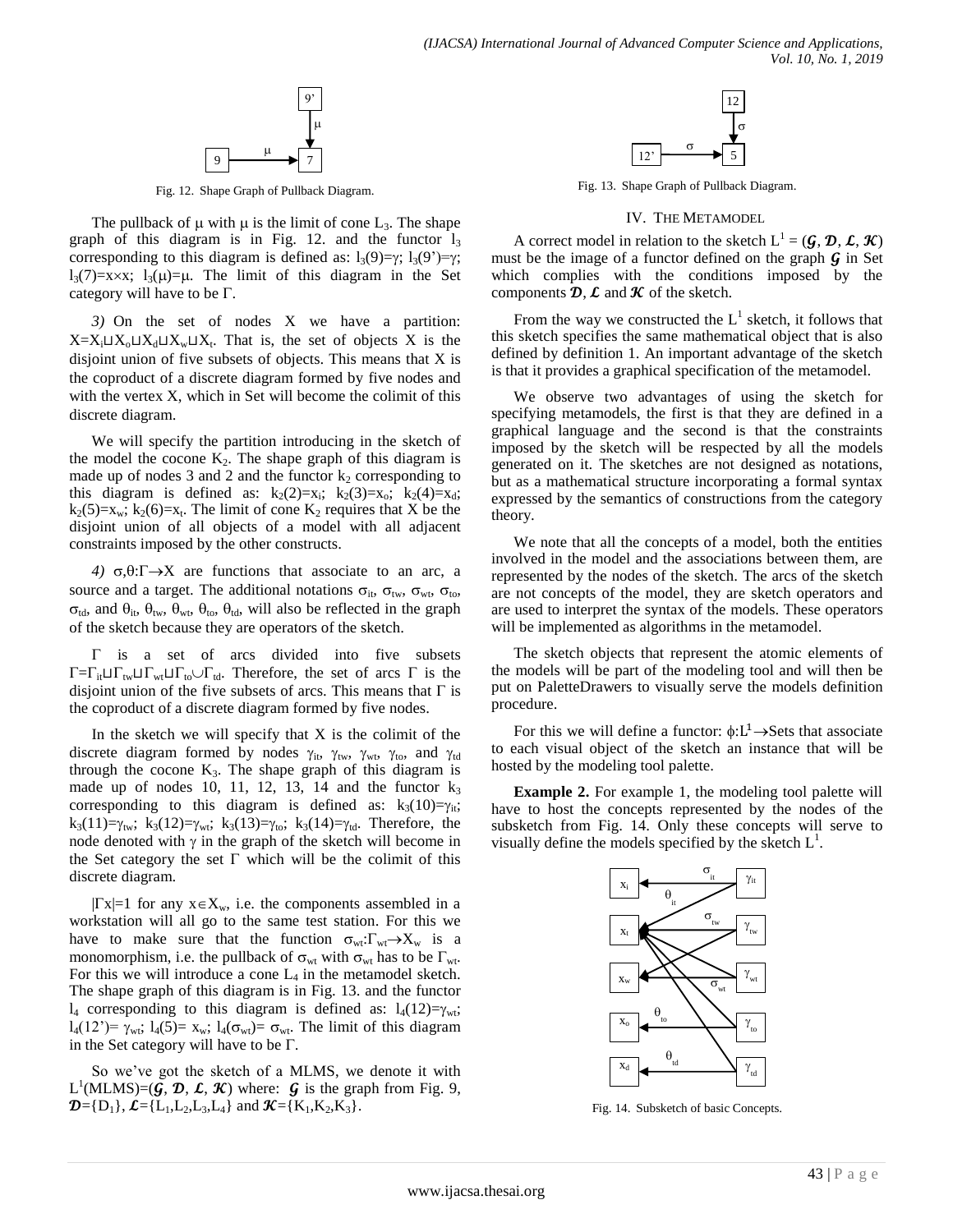Fig. 12. Shape Graph of Pullback Diagram.

The pullback of $\mu$ with $\mu$ is the limit of cone $L_3$. The shape graph of this diagram is in Fig. 12. and the functor $l_3$ corresponding to this diagram is defined as: $l_3(9)=\gamma$; $l_3(9')=\gamma$; $l_3(7)=x\times x$; $l_3(\mu)=\mu$. The limit of this diagram in the Set category will have to be $\Gamma$.

*3)* On the set of nodes X we have a partition: $X=X_i\sqcup X_o\sqcup X_d\sqcup X_w\sqcup X_t$. That is, the set of objects X is the disjoint union of five subsets of objects. This means that X is the coproduct of a discrete diagram formed by five nodes and with the vertex X, which in Set will become the colimit of this discrete diagram.

We will specify the partition introducing in the sketch of the model the cocone $K_2$. The shape graph of this diagram is made up of nodes 3 and 2 and the functor $k_2$ corresponding to this diagram is defined as: $k_2(2)=x_i$; $k_2(3)=x_o$; $k_2(4)=x_d$; $k_2(5)=x_w$; $k_2(6)=x_t$. The limit of cone $K_2$ requires that X be the disjoint union of all objects of a model with all adjacent constraints imposed by the other constructs.

*4)* $\sigma,\theta:\Gamma\rightarrow X$ are functions that associate to an arc, a source and a target. The additional notations $\sigma_{it}$, $\sigma_{tw}$, $\sigma_{wt}$, $\sigma_{to}$, $\sigma_{td}$, and $\theta_{it}$, $\theta_{tw}$, $\theta_{wt}$, $\theta_{to}$, $\theta_{td}$, will also be reflected in the graph of the sketch because they are operators of the sketch.

$\Gamma$ is a set of arcs divided into five subsets $\Gamma=\Gamma_{it}\sqcup\Gamma_{tw}\sqcup\Gamma_{wt}\sqcup\Gamma_{to}\cup\Gamma_{td}$. Therefore, the set of arcs $\Gamma$ is the disjoint union of the five subsets of arcs. This means that $\Gamma$ is the coproduct of a discrete diagram formed by five nodes.

In the sketch we will specify that X is the colimit of the discrete diagram formed by nodes $\gamma_{it}$, $\gamma_{tw}$, $\gamma_{wt}$, $\gamma_{to}$, and $\gamma_{td}$ through the cocone $K_3$. The shape graph of this diagram is made up of nodes 10, 11, 12, 13, 14 and the functor $k_3$ corresponding to this diagram is defined as: $k_3(10)=\gamma_{it}$; $k_3(11)=\gamma_{tw}$; $k_3(12)=\gamma_{wt}$; $k_3(13)=\gamma_{to}$; $k_3(14)=\gamma_{td}$. Therefore, the node denoted with $\gamma$ in the graph of the sketch will become in the Set category the set $\Gamma$ which will be the colimit of this discrete diagram.

$|\Gamma x|=1$ for any $x\in X_w$, i.e. the components assembled in a workstation will all go to the same test station. For this we have to make sure that the function $\sigma_{wt}:\Gamma_{wt}\rightarrow X_w$ is a monomorphism, i.e. the pullback of $\sigma_{wt}$ with $\sigma_{wt}$ has to be $\Gamma_{wt}$. For this we will introduce a cone $L_4$ in the metamodel sketch. The shape graph of this diagram is in Fig. 13. and the functor $l_4$ corresponding to this diagram is defined as: $l_4(12)=\gamma_{wt}$; $l_4(12')=\gamma_{wt}$; $l_4(5)=x_w$; $l_4(\sigma_{wt})=\sigma_{wt}$. The limit of this diagram in the Set category will have to be $\Gamma$.

So we've got the sketch of a MLMS, we denote it with $L^1(\text{MLMS})=(\mathcal{G}, \mathcal{D}, \mathcal{L}, \mathcal{K})$ where: $\mathcal{G}$ is the graph from Fig. 9, $\mathcal{D}=\{D_1\}$, $\mathcal{L}=\{L_1,L_2,L_3,L_4\}$ and $\mathcal{K}=\{K_1,K_2,K_3\}$.

Fig. 13. Shape Graph of Pullback Diagram.

## IV. The Metamodel

A correct model in relation to the sketch $L^1 = (\mathcal{G}, \mathcal{D}, \mathcal{L}, \mathcal{K})$ must be the image of a functor defined on the graph $\mathcal{G}$ in Set which complies with the conditions imposed by the components $\mathcal{D}$, $\mathcal{L}$ and $\mathcal{K}$ of the sketch.

From the way we constructed the $L^1$ sketch, it follows that this sketch specifies the same mathematical object that is also defined by definition 1. An important advantage of the sketch is that it provides a graphical specification of the metamodel.

We observe two advantages of using the sketch for specifying metamodels, the first is that they are defined in a graphical language and the second is that the constraints imposed by the sketch will be respected by all the models generated on it. The sketches are not designed as notations, but as a mathematical structure incorporating a formal syntax expressed by the semantics of constructions from the category theory.

We note that all the concepts of a model, both the entities involved in the model and the associations between them, are represented by the nodes of the sketch. The arcs of the sketch are not concepts of the model, they are sketch operators and are used to interpret the syntax of the models. These operators will be implemented as algorithms in the metamodel.

The sketch objects that represent the atomic elements of the models will be part of the modeling tool and will then be put on PaletteDrawers to visually serve the models definition procedure.

For this we will define a functor: $\phi:L^1\rightarrow\text{Sets}$ that associate to each visual object of the sketch an instance that will be hosted by the modeling tool palette.

**Example 2.** For example 1, the modeling tool palette will have to host the concepts represented by the nodes of the subsketch from Fig. 14. Only these concepts will serve to visually define the models specified by the sketch $L^1$.

Fig. 14. Subsketch of basic Concepts.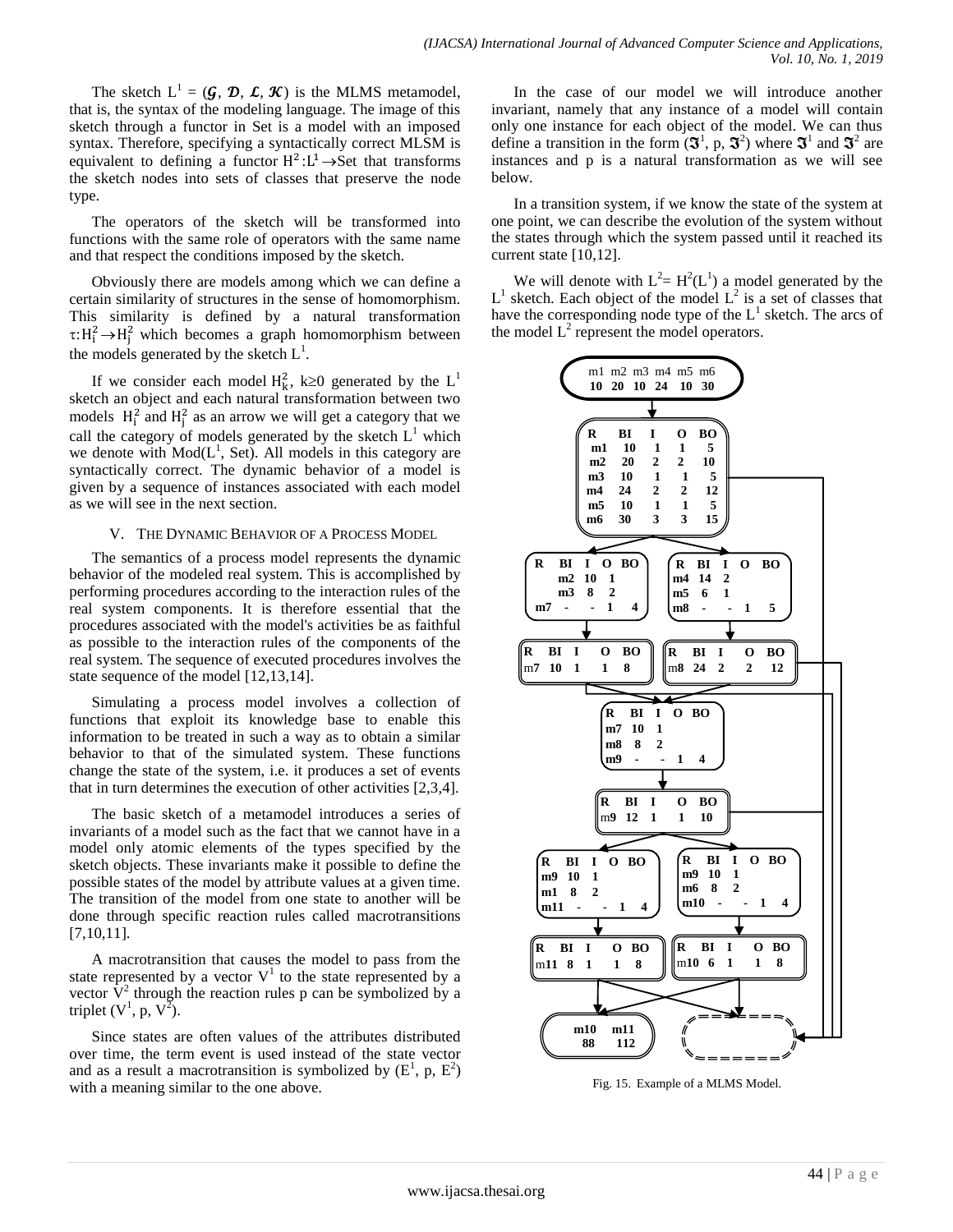The sketch $L^1 = (\mathcal{G}, \mathcal{D}, \mathcal{L}, \mathcal{K})$ is the MLMS metamodel, that is, the syntax of the modeling language. The image of this sketch through a functor in Set is a model with an imposed syntax. Therefore, specifying a syntactically correct MLSM is equivalent to defining a functor $H^2: L^1 \rightarrow Set$ that transforms the sketch nodes into sets of classes that preserve the node type.

The operators of the sketch will be transformed into functions with the same role of operators with the same name and that respect the conditions imposed by the sketch.

Obviously there are models among which we can define a certain similarity of structures in the sense of homomorphism. This similarity is defined by a natural transformation $\tau: H_i^2 \rightarrow H_j^2$ which becomes a graph homomorphism between the models generated by the sketch $L^1$.

If we consider each model $H_k^2$, $k \geq 0$ generated by the $L^1$ sketch an object and each natural transformation between two models $H_i^2$ and $H_j^2$ as an arrow we will get a category that we call the category of models generated by the sketch $L^1$ which we denote with $Mod(L^1, Set)$. All models in this category are syntactically correct. The dynamic behavior of a model is given by a sequence of instances associated with each model as we will see in the next section.

## V. The Dynamic Behavior of a Process Model

The semantics of a process model represents the dynamic behavior of the modeled real system. This is accomplished by performing procedures according to the interaction rules of the real system components. It is therefore essential that the procedures associated with the model's activities be as faithful as possible to the interaction rules of the components of the real system. The sequence of executed procedures involves the state sequence of the model [12,13,14].

Simulating a process model involves a collection of functions that exploit its knowledge base to enable this information to be treated in such a way as to obtain a similar behavior to that of the simulated system. These functions change the state of the system, i.e. it produces a set of events that in turn determines the execution of other activities [2,3,4].

The basic sketch of a metamodel introduces a series of invariants of a model such as the fact that we cannot have in a model only atomic elements of the types specified by the sketch objects. These invariants make it possible to define the possible states of the model by attribute values at a given time. The transition of the model from one state to another will be done through specific reaction rules called macrotransitions [7,10,11].

A macrotransition that causes the model to pass from the state represented by a vector $V^1$ to the state represented by a vector $V^2$ through the reaction rules p can be symbolized by a triplet $(V^1, p, V^2)$.

Since states are often values of the attributes distributed over time, the term event is used instead of the state vector and as a result a macrotransition is symbolized by $(E^1, p, E^2)$ with a meaning similar to the one above.

In the case of our model we will introduce another invariant, namely that any instance of a model will contain only one instance for each object of the model. We can thus define a transition in the form $(\mathfrak{I}^1, p, \mathfrak{I}^2)$ where $\mathfrak{I}^1$ and $\mathfrak{I}^2$ are instances and p is a natural transformation as we will see below.

In a transition system, if we know the state of the system at one point, we can describe the evolution of the system without the states through which the system passed until it reached its current state [10,12].

We will denote with $L^2 = H^2(L^1)$ a model generated by the $L^1$ sketch. Each object of the model $L^2$ is a set of classes that have the corresponding node type of the $L^1$ sketch. The arcs of the model $L^2$ represent the model operators.

Fig. 15. Example of a MLMS Model.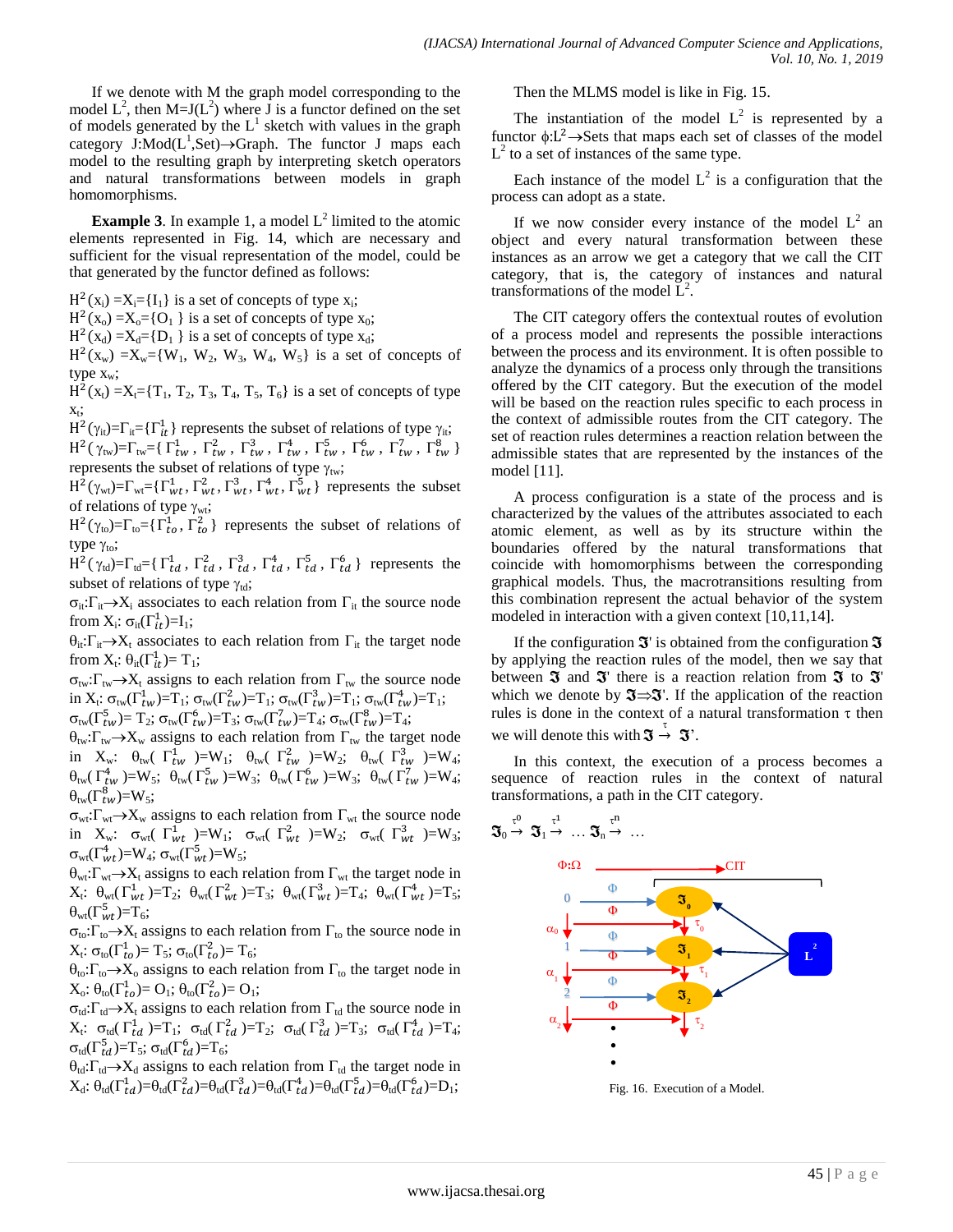If we denote with M the graph model corresponding to the model $L^2$, then $M=J(L^2)$ where J is a functor defined on the set of models generated by the $L^1$ sketch with values in the graph category J:Mod($L^1$,Set)→Graph. The functor J maps each model to the resulting graph by interpreting sketch operators and natural transformations between models in graph homomorphisms.

**Example 3**. In example 1, a model $L^2$ limited to the atomic elements represented in Fig. 14, which are necessary and sufficient for the visual representation of the model, could be that generated by the functor defined as follows:

$H^2(x_i) = X_i=\{I_1\}$ is a set of concepts of type $x_i$;

$H^2(x_o) = X_o=\{O_1\}$ is a set of concepts of type $x_0$;

$H^2(x_d) = X_d=\{D_1\}$ is a set of concepts of type $x_d$;

$H^2(x_w) = X_w=\{W_1, W_2, W_3, W_4, W_5\}$ is a set of concepts of type $x_w$;

$H^2(x_t) = X_t=\{T_1, T_2, T_3, T_4, T_5, T_6\}$ is a set of concepts of type $x_t$;

$H^2(\gamma_{it})=\Gamma_{it}=\{\Gamma^1_{it}\}$ represents the subset of relations of type $\gamma_{it}$;

$H^2(\gamma_{tw})=\Gamma_{tw}=\{\Gamma^1_{tw}, \Gamma^2_{tw}, \Gamma^3_{tw}, \Gamma^4_{tw}, \Gamma^5_{tw}, \Gamma^6_{tw}, \Gamma^7_{tw}, \Gamma^8_{tw}\}$ represents the subset of relations of type $\gamma_{tw}$;

$H^2(\gamma_{wt})=\Gamma_{wt}=\{\Gamma^1_{wt}, \Gamma^2_{wt}, \Gamma^3_{wt}, \Gamma^4_{wt}, \Gamma^5_{wt}\}$ represents the subset of relations of type $\gamma_{wt}$;

$H^2(\gamma_{to})=\Gamma_{to}=\{\Gamma^1_{to}, \Gamma^2_{to}\}$ represents the subset of relations of type $\gamma_{to}$;

$H^2(\gamma_{td})=\Gamma_{td}=\{\Gamma^1_{td}, \Gamma^2_{td}, \Gamma^3_{td}, \Gamma^4_{td}, \Gamma^5_{td}, \Gamma^6_{td}\}$ represents the subset of relations of type $\gamma_{td}$;

$\sigma_{it}:\Gamma_{it}\to X_i$ associates to each relation from $\Gamma_{it}$ the source node from $X_i$: $\sigma_{it}(\Gamma^1_{it})=I_1$;

$\theta_{it}:\Gamma_{it}\to X_t$ associates to each relation from $\Gamma_{it}$ the target node from $X_t$: $\theta_{it}(\Gamma^1_{it})= T_1$;

$\sigma_{tw}:\Gamma_{tw}\to X_t$ assigns to each relation from $\Gamma_{tw}$ the source node in $X_t$: $\sigma_{tw}(\Gamma^1_{tw})=T_1$; $\sigma_{tw}(\Gamma^2_{tw})=T_1$; $\sigma_{tw}(\Gamma^3_{tw})=T_1$; $\sigma_{tw}(\Gamma^4_{tw})=T_1$; $\sigma_{tw}(\Gamma^5_{tw})= T_2$; $\sigma_{tw}(\Gamma^6_{tw})=T_3$; $\sigma_{tw}(\Gamma^7_{tw})=T_4$; $\sigma_{tw}(\Gamma^8_{tw})=T_4$;

$\theta_{tw}:\Gamma_{tw}\to X_w$ assigns to each relation from $\Gamma_{tw}$ the target node in $X_w$: $\theta_{tw}(\Gamma^1_{tw})=W_1$; $\theta_{tw}(\Gamma^2_{tw})=W_2$; $\theta_{tw}(\Gamma^3_{tw})=W_4$; $\theta_{tw}(\Gamma^4_{tw})=W_5$; $\theta_{tw}(\Gamma^5_{tw})=W_3$; $\theta_{tw}(\Gamma^6_{tw})=W_3$; $\theta_{tw}(\Gamma^7_{tw})=W_4$; $\theta_{tw}(\Gamma^8_{tw})=W_5$;

$\sigma_{wt}:\Gamma_{wt}\to X_w$ assigns to each relation from $\Gamma_{wt}$ the source node in $X_w$: $\sigma_{wt}(\Gamma^1_{wt})=W_1$; $\sigma_{wt}(\Gamma^2_{wt})=W_2$; $\sigma_{wt}(\Gamma^3_{wt})=W_3$; $\sigma_{wt}(\Gamma^4_{wt})=W_4$; $\sigma_{wt}(\Gamma^5_{wt})=W_5$;

$\theta_{wt}:\Gamma_{wt}\to X_t$ assigns to each relation from $\Gamma_{wt}$ the target node in $X_t$: $\theta_{wt}(\Gamma^1_{wt})=T_2$; $\theta_{wt}(\Gamma^2_{wt})=T_3$; $\theta_{wt}(\Gamma^3_{wt})=T_4$; $\theta_{wt}(\Gamma^4_{wt})=T_5$; $\theta_{wt}(\Gamma^5_{wt})=T_6$;

$\sigma_{to}:\Gamma_{to}\to X_t$ assigns to each relation from $\Gamma_{to}$ the source node in $X_t$: $\sigma_{to}(\Gamma^1_{to})= T_5$; $\sigma_{to}(\Gamma^2_{to})= T_6$;

$\theta_{to}:\Gamma_{to}\to X_o$ assigns to each relation from $\Gamma_{to}$ the target node in $X_o$: $\theta_{to}(\Gamma^1_{to})= O_1$; $\theta_{to}(\Gamma^2_{to})= O_1$;

$\sigma_{td}:\Gamma_{td}\to X_t$ assigns to each relation from $\Gamma_{td}$ the source node in $X_t$: $\sigma_{td}(\Gamma^1_{td})=T_1$; $\sigma_{td}(\Gamma^2_{td})=T_2$; $\sigma_{td}(\Gamma^3_{td})=T_3$; $\sigma_{td}(\Gamma^4_{td})=T_4$; $\sigma_{td}(\Gamma^5_{td})=T_5$; $\sigma_{td}(\Gamma^6_{td})=T_6$;

$\theta_{td}:\Gamma_{td}\to X_d$ assigns to each relation from $\Gamma_{td}$ the target node in $X_d$: $\theta_{td}(\Gamma^1_{td})=\theta_{td}(\Gamma^2_{td})=\theta_{td}(\Gamma^3_{td})=\theta_{td}(\Gamma^4_{td})=\theta_{td}(\Gamma^5_{td})=\theta_{td}(\Gamma^6_{td})=D_1$;

Then the MLMS model is like in Fig. 15.

The instantiation of the model $L^2$ is represented by a functor $\phi:L^2\to$Sets that maps each set of classes of the model $L^2$ to a set of instances of the same type.

Each instance of the model $L^2$ is a configuration that the process can adopt as a state.

If we now consider every instance of the model $L^2$ an object and every natural transformation between these instances as an arrow we get a category that we call the CIT category, that is, the category of instances and natural transformations of the model $L^2$.

The CIT category offers the contextual routes of evolution of a process model and represents the possible interactions between the process and its environment. It is often possible to analyze the dynamics of a process only through the transitions offered by the CIT category. But the execution of the model will be based on the reaction rules specific to each process in the context of admissible routes from the CIT category. The set of reaction rules determines a reaction relation between the admissible states that are represented by the instances of the model [11].

A process configuration is a state of the process and is characterized by the values of the attributes associated to each atomic element, as well as by its structure within the boundaries offered by the natural transformations that coincide with homomorphisms between the corresponding graphical models. Thus, the macrotransitions resulting from this combination represent the actual behavior of the system modeled in interaction with a given context [10,11,14].

If the configuration $\mathfrak{I}'$ is obtained from the configuration $\mathfrak{I}$ by applying the reaction rules of the model, then we say that between $\mathfrak{I}$ and $\mathfrak{I}'$ there is a reaction relation from $\mathfrak{I}$ to $\mathfrak{I}'$ which we denote by $\mathfrak{I}\Rightarrow\mathfrak{I}'$. If the application of the reaction rules is done in the context of a natural transformation τ then we will denote this with $\mathfrak{I} \overset{\tau}{\to} \mathfrak{I}'$.

In this context, the execution of a process becomes a sequence of reaction rules in the context of natural transformations, a path in the CIT category.

$$\mathfrak{I}_0 \overset{\tau^0}{\to} \mathfrak{I}_1 \overset{\tau^1}{\to} \dots \mathfrak{I}_n \overset{\tau^n}{\to} \dots$$

Fig. 16. Execution of a Model.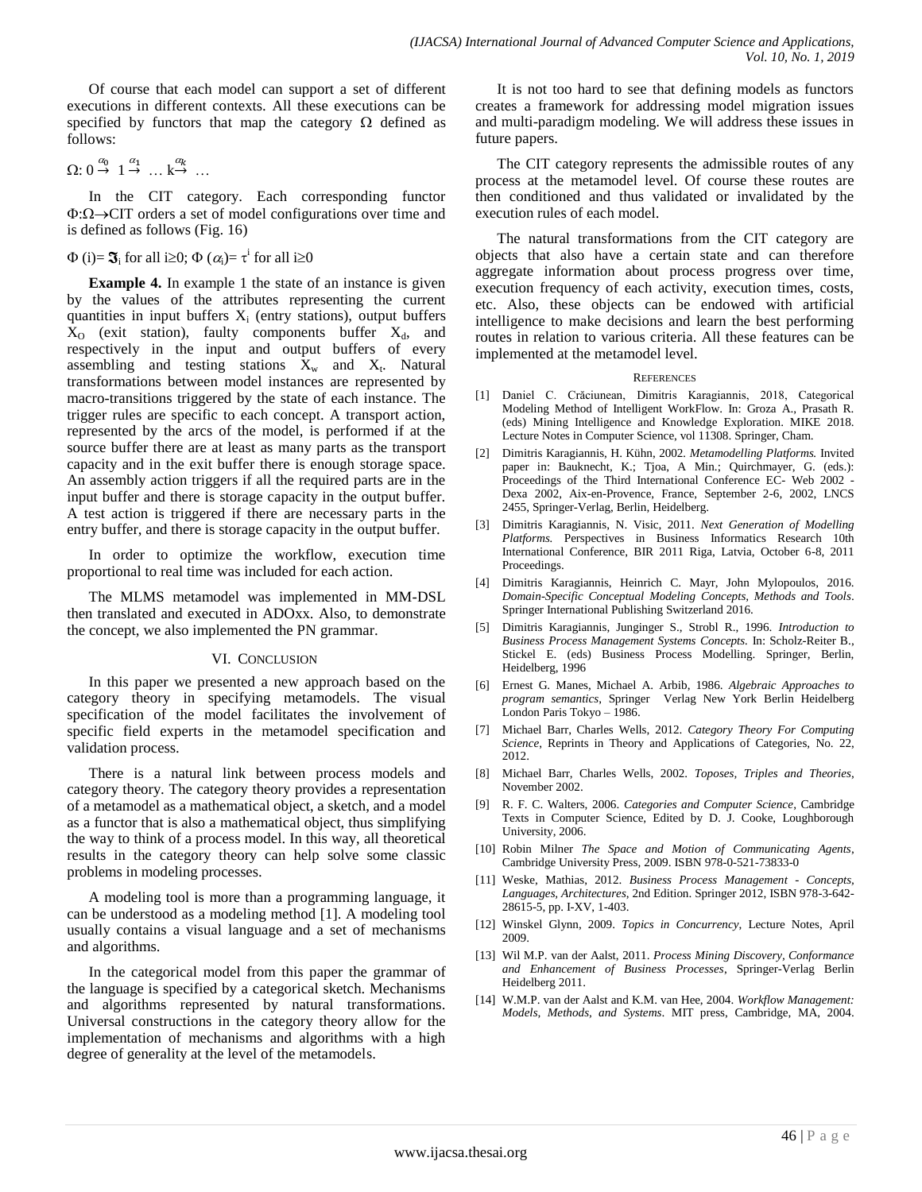Of course that each model can support a set of different executions in different contexts. All these executions can be specified by functors that map the category Ω defined as follows:

$$\Omega: 0 \overset{\alpha_0}{\rightarrow} 1 \overset{\alpha_1}{\rightarrow} \dots k \overset{\alpha_k}{\rightarrow} \dots$$

In the CIT category. Each corresponding functor $\Phi:\Omega\rightarrow CIT$ orders a set of model configurations over time and is defined as follows (Fig. 16)

$\Phi(i)=\mathfrak{I}_i$ for all $i\geq0$; $\Phi(\alpha_i)=\tau^i$ for all $i\geq0$

**Example 4.** In example 1 the state of an instance is given by the values of the attributes representing the current quantities in input buffers $X_i$ (entry stations), output buffers $X_O$ (exit station), faulty components buffer $X_d$, and respectively in the input and output buffers of every assembling and testing stations $X_w$ and $X_t$. Natural transformations between model instances are represented by macro-transitions triggered by the state of each instance. The trigger rules are specific to each concept. A transport action, represented by the arcs of the model, is performed if at the source buffer there are at least as many parts as the transport capacity and in the exit buffer there is enough storage space. An assembly action triggers if all the required parts are in the input buffer and there is storage capacity in the output buffer. A test action is triggered if there are necessary parts in the entry buffer, and there is storage capacity in the output buffer.

In order to optimize the workflow, execution time proportional to real time was included for each action.

The MLMS metamodel was implemented in MM-DSL then translated and executed in ADOxx. Also, to demonstrate the concept, we also implemented the PN grammar.

## VI. Conclusion

In this paper we presented a new approach based on the category theory in specifying metamodels. The visual specification of the model facilitates the involvement of specific field experts in the metamodel specification and validation process.

There is a natural link between process models and category theory. The category theory provides a representation of a metamodel as a mathematical object, a sketch, and a model as a functor that is also a mathematical object, thus simplifying the way to think of a process model. In this way, all theoretical results in the category theory can help solve some classic problems in modeling processes.

A modeling tool is more than a programming language, it can be understood as a modeling method [1]. A modeling tool usually contains a visual language and a set of mechanisms and algorithms.

In the categorical model from this paper the grammar of the language is specified by a categorical sketch. Mechanisms and algorithms represented by natural transformations. Universal constructions in the category theory allow for the implementation of mechanisms and algorithms with a high degree of generality at the level of the metamodels.

It is not too hard to see that defining models as functors creates a framework for addressing model migration issues and multi-paradigm modeling. We will address these issues in future papers.

The CIT category represents the admissible routes of any process at the metamodel level. Of course these routes are then conditioned and thus validated or invalidated by the execution rules of each model.

The natural transformations from the CIT category are objects that also have a certain state and can therefore aggregate information about process progress over time, execution frequency of each activity, execution times, costs, etc. Also, these objects can be endowed with artificial intelligence to make decisions and learn the best performing routes in relation to various criteria. All these features can be implemented at the metamodel level.

## References

[1] Daniel C. Crăciunean, Dimitris Karagiannis, 2018, Categorical Modeling Method of Intelligent WorkFlow. In: Groza A., Prasath R. (eds) Mining Intelligence and Knowledge Exploration. MIKE 2018. Lecture Notes in Computer Science, vol 11308. Springer, Cham.

[2] Dimitris Karagiannis, H. Kühn, 2002. *Metamodelling Platforms.* Invited paper in: Bauknecht, K.; Tjoa, A Min.; Quirchmayer, G. (eds.): Proceedings of the Third International Conference EC- Web 2002 - Dexa 2002, Aix-en-Provence, France, September 2-6, 2002, LNCS 2455, Springer-Verlag, Berlin, Heidelberg.

[3] Dimitris Karagiannis, N. Visic, 2011. *Next Generation of Modelling Platforms.* Perspectives in Business Informatics Research 10th International Conference, BIR 2011 Riga, Latvia, October 6-8, 2011 Proceedings.

[4] Dimitris Karagiannis, Heinrich C. Mayr, John Mylopoulos, 2016. *Domain-Specific Conceptual Modeling Concepts, Methods and Tools*. Springer International Publishing Switzerland 2016.

[5] Dimitris Karagiannis, Junginger S., Strobl R., 1996. *Introduction to Business Process Management Systems Concepts.* In: Scholz-Reiter B., Stickel E. (eds) Business Process Modelling. Springer, Berlin, Heidelberg, 1996

[6] Ernest G. Manes, Michael A. Arbib, 1986. *Algebraic Approaches to program semantics*, Springer Verlag New York Berlin Heidelberg London Paris Tokyo – 1986.

[7] Michael Barr, Charles Wells, 2012. *Category Theory For Computing Science*, Reprints in Theory and Applications of Categories, No. 22, 2012.

[8] Michael Barr, Charles Wells, 2002. *Toposes, Triples and Theories*, November 2002.

[9] R. F. C. Walters, 2006. *Categories and Computer Science*, Cambridge Texts in Computer Science, Edited by D. J. Cooke, Loughborough University, 2006.

[10] Robin Milner *The Space and Motion of Communicating Agents*, Cambridge University Press, 2009. ISBN 978-0-521-73833-0

[11] Weske, Mathias, 2012. *Business Process Management - Concepts, Languages, Architectures*, 2nd Edition. Springer 2012, ISBN 978-3-642-28615-5, pp. I-XV, 1-403.

[12] Winskel Glynn, 2009. *Topics in Concurrency*, Lecture Notes, April 2009.

[13] Wil M.P. van der Aalst, 2011. *Process Mining Discovery, Conformance and Enhancement of Business Processes*, Springer-Verlag Berlin Heidelberg 2011.

[14] W.M.P. van der Aalst and K.M. van Hee, 2004. *Workflow Management: Models, Methods, and Systems*. MIT press, Cambridge, MA, 2004.